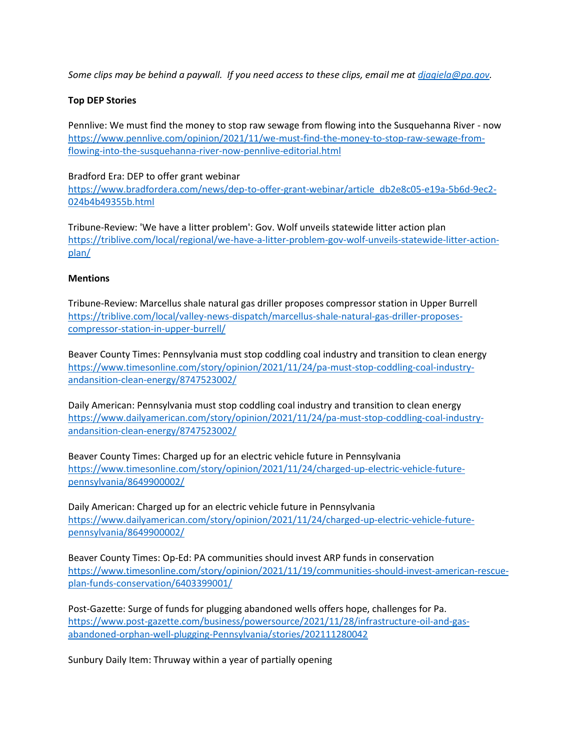*Some clips may be behind a paywall. If you need access to these clips, email me at djagiela@pa.gov.*

**Top DEP Stories**

Pennlive: We must find the money to stop raw sewage from flowing into the Susquehanna River - now
https://www.pennlive.com/opinion/2021/11/we-must-find-the-money-to-stop-raw-sewage-from-flowing-into-the-susquehanna-river-now-pennlive-editorial.html

Bradford Era: DEP to offer grant webinar
https://www.bradfordera.com/news/dep-to-offer-grant-webinar/article_db2e8c05-e19a-5b6d-9ec2-024b4b49355b.html

Tribune-Review: 'We have a litter problem': Gov. Wolf unveils statewide litter action plan
https://triblive.com/local/regional/we-have-a-litter-problem-gov-wolf-unveils-statewide-litter-action-plan/

**Mentions**

Tribune-Review: Marcellus shale natural gas driller proposes compressor station in Upper Burrell
https://triblive.com/local/valley-news-dispatch/marcellus-shale-natural-gas-driller-proposes-compressor-station-in-upper-burrell/

Beaver County Times: Pennsylvania must stop coddling coal industry and transition to clean energy
https://www.timesonline.com/story/opinion/2021/11/24/pa-must-stop-coddling-coal-industry-andansition-clean-energy/8747523002/

Daily American: Pennsylvania must stop coddling coal industry and transition to clean energy
https://www.dailyamerican.com/story/opinion/2021/11/24/pa-must-stop-coddling-coal-industry-andansition-clean-energy/8747523002/

Beaver County Times: Charged up for an electric vehicle future in Pennsylvania
https://www.timesonline.com/story/opinion/2021/11/24/charged-up-electric-vehicle-future-pennsylvania/8649900002/

Daily American: Charged up for an electric vehicle future in Pennsylvania
https://www.dailyamerican.com/story/opinion/2021/11/24/charged-up-electric-vehicle-future-pennsylvania/8649900002/

Beaver County Times: Op-Ed: PA communities should invest ARP funds in conservation
https://www.timesonline.com/story/opinion/2021/11/19/communities-should-invest-american-rescue-plan-funds-conservation/6403399001/

Post-Gazette: Surge of funds for plugging abandoned wells offers hope, challenges for Pa.
https://www.post-gazette.com/business/powersource/2021/11/28/infrastructure-oil-and-gas-abandoned-orphan-well-plugging-Pennsylvania/stories/202111280042

Sunbury Daily Item: Thruway within a year of partially opening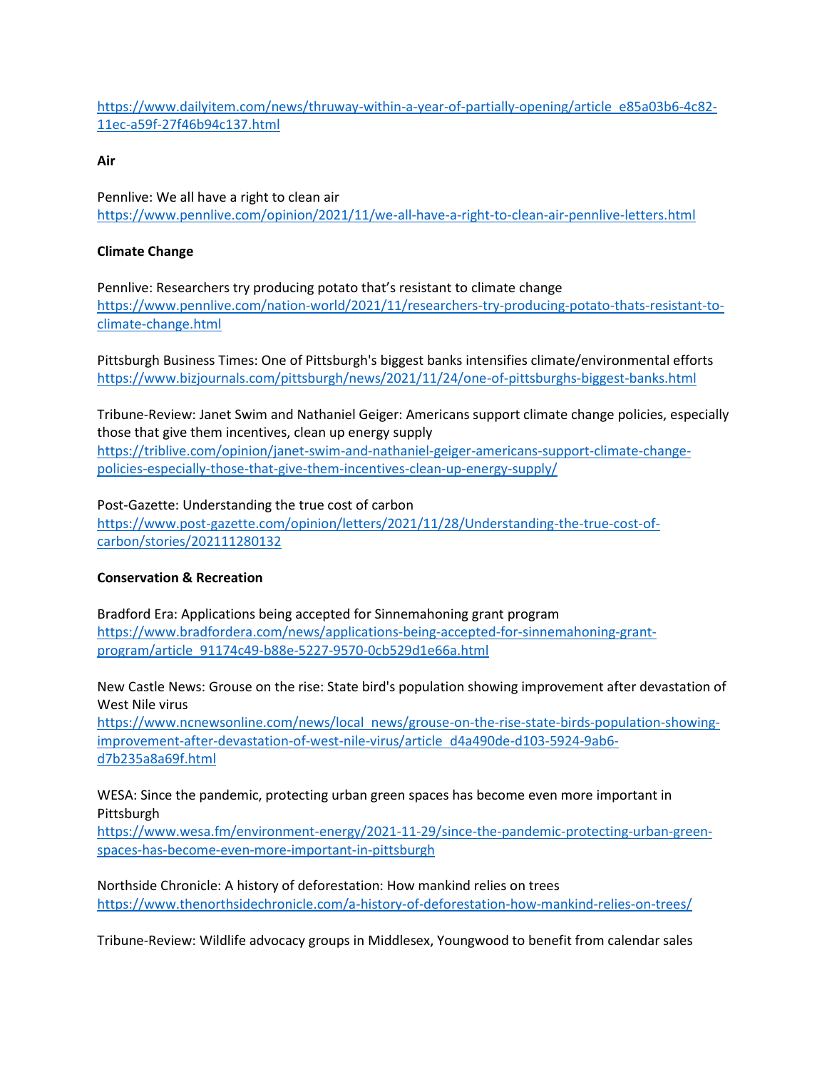https://www.dailyitem.com/news/thruway-within-a-year-of-partially-opening/article_e85a03b6-4c82-11ec-a59f-27f46b94c137.html

**Air**

Pennlive: We all have a right to clean air
https://www.pennlive.com/opinion/2021/11/we-all-have-a-right-to-clean-air-pennlive-letters.html

**Climate Change**

Pennlive: Researchers try producing potato that's resistant to climate change
https://www.pennlive.com/nation-world/2021/11/researchers-try-producing-potato-thats-resistant-to-climate-change.html

Pittsburgh Business Times: One of Pittsburgh's biggest banks intensifies climate/environmental efforts
https://www.bizjournals.com/pittsburgh/news/2021/11/24/one-of-pittsburghs-biggest-banks.html

Tribune-Review: Janet Swim and Nathaniel Geiger: Americans support climate change policies, especially those that give them incentives, clean up energy supply
https://triblive.com/opinion/janet-swim-and-nathaniel-geiger-americans-support-climate-change-policies-especially-those-that-give-them-incentives-clean-up-energy-supply/

Post-Gazette: Understanding the true cost of carbon
https://www.post-gazette.com/opinion/letters/2021/11/28/Understanding-the-true-cost-of-carbon/stories/202111280132

**Conservation & Recreation**

Bradford Era: Applications being accepted for Sinnemahoning grant program
https://www.bradfordera.com/news/applications-being-accepted-for-sinnemahoning-grant-program/article_91174c49-b88e-5227-9570-0cb529d1e66a.html

New Castle News: Grouse on the rise: State bird's population showing improvement after devastation of West Nile virus
https://www.ncnewsonline.com/news/local_news/grouse-on-the-rise-state-birds-population-showing-improvement-after-devastation-of-west-nile-virus/article_d4a490de-d103-5924-9ab6-d7b235a8a69f.html

WESA: Since the pandemic, protecting urban green spaces has become even more important in Pittsburgh
https://www.wesa.fm/environment-energy/2021-11-29/since-the-pandemic-protecting-urban-green-spaces-has-become-even-more-important-in-pittsburgh

Northside Chronicle: A history of deforestation: How mankind relies on trees
https://www.thenorthsidechronicle.com/a-history-of-deforestation-how-mankind-relies-on-trees/

Tribune-Review: Wildlife advocacy groups in Middlesex, Youngwood to benefit from calendar sales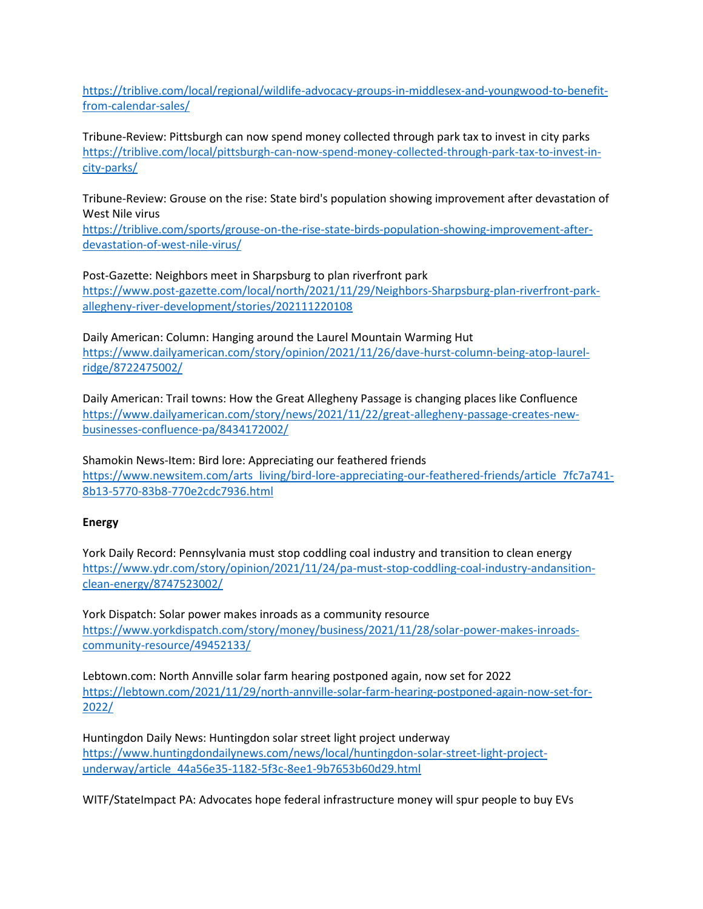https://triblive.com/local/regional/wildlife-advocacy-groups-in-middlesex-and-youngwood-to-benefit-from-calendar-sales/

Tribune-Review: Pittsburgh can now spend money collected through park tax to invest in city parks
https://triblive.com/local/pittsburgh-can-now-spend-money-collected-through-park-tax-to-invest-in-city-parks/

Tribune-Review: Grouse on the rise: State bird's population showing improvement after devastation of West Nile virus
https://triblive.com/sports/grouse-on-the-rise-state-birds-population-showing-improvement-after-devastation-of-west-nile-virus/

Post-Gazette: Neighbors meet in Sharpsburg to plan riverfront park
https://www.post-gazette.com/local/north/2021/11/29/Neighbors-Sharpsburg-plan-riverfront-park-allegheny-river-development/stories/202111220108

Daily American: Column: Hanging around the Laurel Mountain Warming Hut
https://www.dailyamerican.com/story/opinion/2021/11/26/dave-hurst-column-being-atop-laurel-ridge/8722475002/

Daily American: Trail towns: How the Great Allegheny Passage is changing places like Confluence
https://www.dailyamerican.com/story/news/2021/11/22/great-allegheny-passage-creates-new-businesses-confluence-pa/8434172002/

Shamokin News-Item: Bird lore: Appreciating our feathered friends
https://www.newsitem.com/arts_living/bird-lore-appreciating-our-feathered-friends/article_7fc7a741-8b13-5770-83b8-770e2cdc7936.html

**Energy**

York Daily Record: Pennsylvania must stop coddling coal industry and transition to clean energy
https://www.ydr.com/story/opinion/2021/11/24/pa-must-stop-coddling-coal-industry-andansition-clean-energy/8747523002/

York Dispatch: Solar power makes inroads as a community resource
https://www.yorkdispatch.com/story/money/business/2021/11/28/solar-power-makes-inroads-community-resource/49452133/

Lebtown.com: North Annville solar farm hearing postponed again, now set for 2022
https://lebtown.com/2021/11/29/north-annville-solar-farm-hearing-postponed-again-now-set-for-2022/

Huntingdon Daily News: Huntingdon solar street light project underway
https://www.huntingdondailynews.com/news/local/huntingdon-solar-street-light-project-underway/article_44a56e35-1182-5f3c-8ee1-9b7653b60d29.html

WITF/StateImpact PA: Advocates hope federal infrastructure money will spur people to buy EVs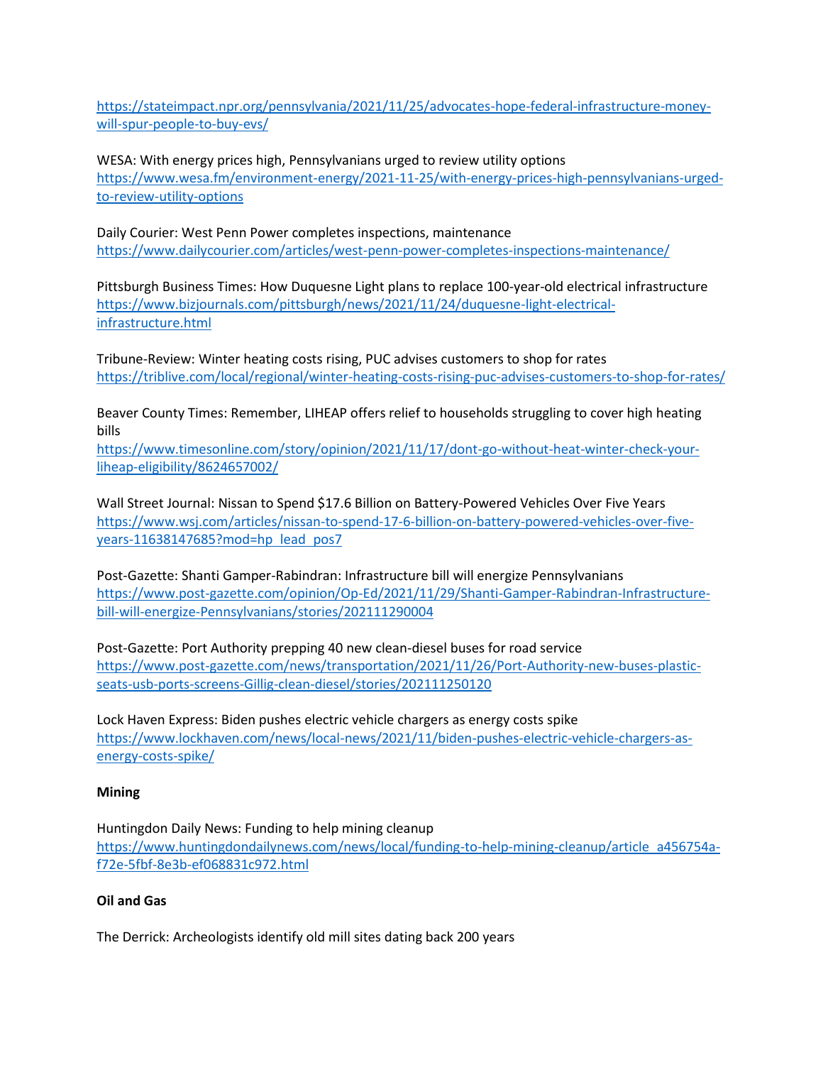https://stateimpact.npr.org/pennsylvania/2021/11/25/advocates-hope-federal-infrastructure-money-will-spur-people-to-buy-evs/

WESA: With energy prices high, Pennsylvanians urged to review utility options
https://www.wesa.fm/environment-energy/2021-11-25/with-energy-prices-high-pennsylvanians-urged-to-review-utility-options

Daily Courier: West Penn Power completes inspections, maintenance
https://www.dailycourier.com/articles/west-penn-power-completes-inspections-maintenance/

Pittsburgh Business Times: How Duquesne Light plans to replace 100-year-old electrical infrastructure
https://www.bizjournals.com/pittsburgh/news/2021/11/24/duquesne-light-electrical-infrastructure.html

Tribune-Review: Winter heating costs rising, PUC advises customers to shop for rates
https://triblive.com/local/regional/winter-heating-costs-rising-puc-advises-customers-to-shop-for-rates/

Beaver County Times: Remember, LIHEAP offers relief to households struggling to cover high heating bills
https://www.timesonline.com/story/opinion/2021/11/17/dont-go-without-heat-winter-check-your-liheap-eligibility/8624657002/

Wall Street Journal: Nissan to Spend $17.6 Billion on Battery-Powered Vehicles Over Five Years
https://www.wsj.com/articles/nissan-to-spend-17-6-billion-on-battery-powered-vehicles-over-five-years-11638147685?mod=hp_lead_pos7

Post-Gazette: Shanti Gamper-Rabindran: Infrastructure bill will energize Pennsylvanians
https://www.post-gazette.com/opinion/Op-Ed/2021/11/29/Shanti-Gamper-Rabindran-Infrastructure-bill-will-energize-Pennsylvanians/stories/202111290004

Post-Gazette: Port Authority prepping 40 new clean-diesel buses for road service
https://www.post-gazette.com/news/transportation/2021/11/26/Port-Authority-new-buses-plastic-seats-usb-ports-screens-Gillig-clean-diesel/stories/202111250120

Lock Haven Express: Biden pushes electric vehicle chargers as energy costs spike
https://www.lockhaven.com/news/local-news/2021/11/biden-electric-vehicle-chargers-as-energy-costs-spike/

**Mining**

Huntingdon Daily News: Funding to help mining cleanup
https://www.huntingdondailynews.com/news/local/funding-to-help-mining-cleanup/article_a456754a-f72e-5fbf-8e3b-ef068831c972.html

**Oil and Gas**

The Derrick: Archeologists identify old mill sites dating back 200 years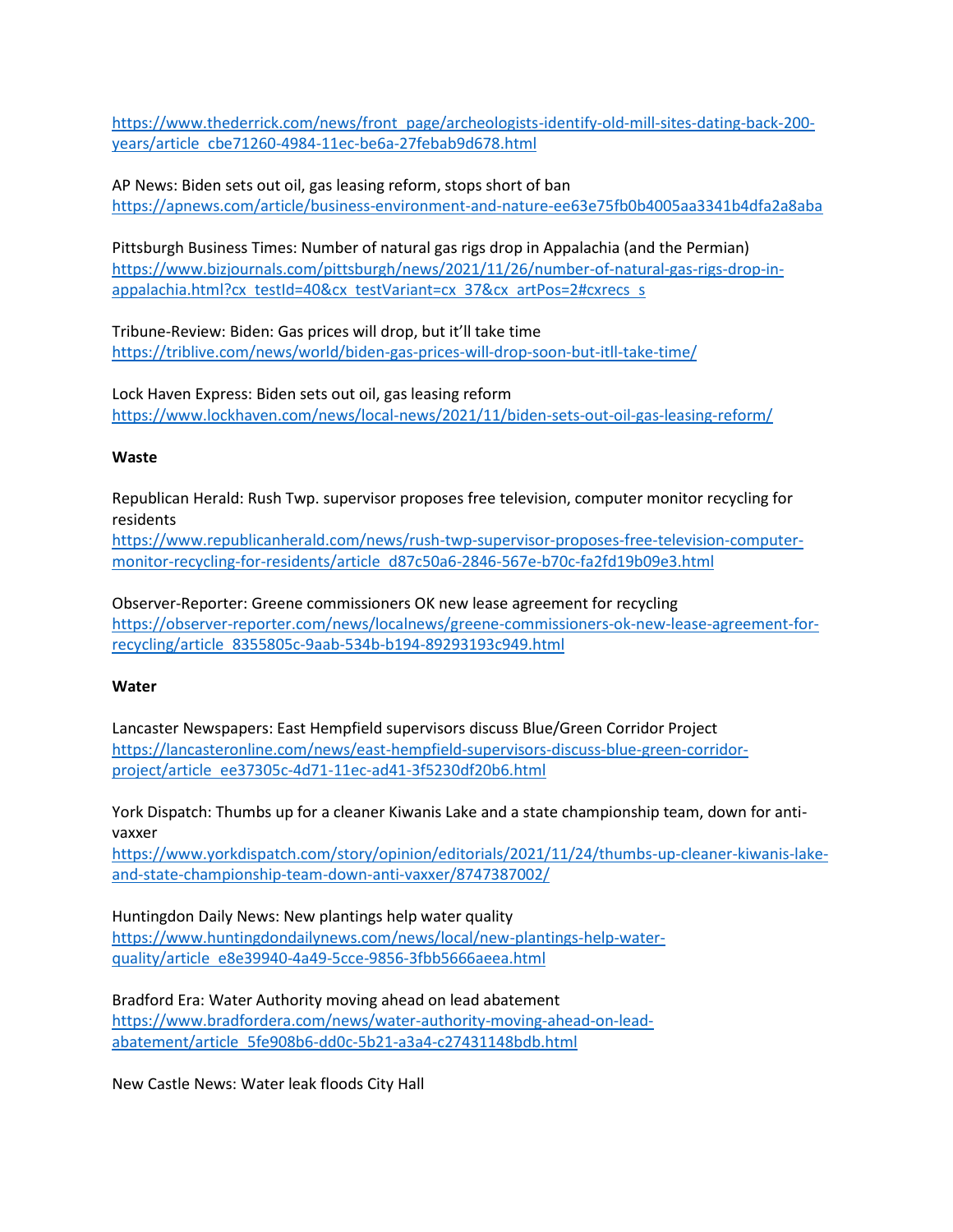https://www.thederrick.com/news/front_page/archeologists-identify-old-mill-sites-dating-back-200-years/article_cbe71260-4984-11ec-be6a-27febab9d678.html

AP News: Biden sets out oil, gas leasing reform, stops short of ban
https://apnews.com/article/business-environment-and-nature-ee63e75fb0b4005aa3341b4dfa2a8aba

Pittsburgh Business Times: Number of natural gas rigs drop in Appalachia (and the Permian)
https://www.bizjournals.com/pittsburgh/news/2021/11/26/number-of-natural-gas-rigs-drop-in-appalachia.html?cx_testId=40&cx_testVariant=cx_37&cx_artPos=2#cxrecs_s

Tribune-Review: Biden: Gas prices will drop, but it'll take time
https://triblive.com/news/world/biden-gas-prices-will-drop-soon-but-itll-take-time/

Lock Haven Express: Biden sets out oil, gas leasing reform
https://www.lockhaven.com/news/local-news/2021/11/biden-sets-out-oil-gas-leasing-reform/

**Waste**

Republican Herald: Rush Twp. supervisor proposes free television, computer monitor recycling for residents
https://www.republicanherald.com/news/rush-twp-supervisor-proposes-free-television-computer-monitor-recycling-for-residents/article_d87c50a6-2846-567e-b70c-fa2fd19b09e3.html

Observer-Reporter: Greene commissioners OK new lease agreement for recycling
https://observer-reporter.com/news/localnews/greene-commissioners-ok-new-lease-agreement-for-recycling/article_8355805c-9aab-534b-b194-89293193c949.html

**Water**

Lancaster Newspapers: East Hempfield supervisors discuss Blue/Green Corridor Project
https://lancasteronline.com/news/east-hempfield-supervisors-discuss-blue-green-corridor-project/article_ee37305c-4d71-11ec-ad41-3f5230df20b6.html

York Dispatch: Thumbs up for a cleaner Kiwanis Lake and a state championship team, down for anti-vaxxer
https://www.yorkdispatch.com/story/opinion/editorials/2021/11/24/thumbs-up-cleaner-kiwanis-lake-and-state-championship-team-down-anti-vaxxer/8747387002/

Huntingdon Daily News: New plantings help water quality
https://www.huntingdondailynews.com/news/local/new-plantings-help-water-quality/article_e8e39940-4a49-5cce-9856-3fbb5666aeea.html

Bradford Era: Water Authority moving ahead on lead abatement
https://www.bradfordera.com/news/water-authority-moving-ahead-on-lead-abatement/article_5fe908b6-dd0c-5b21-a3a4-c27431148bdb.html

New Castle News: Water leak floods City Hall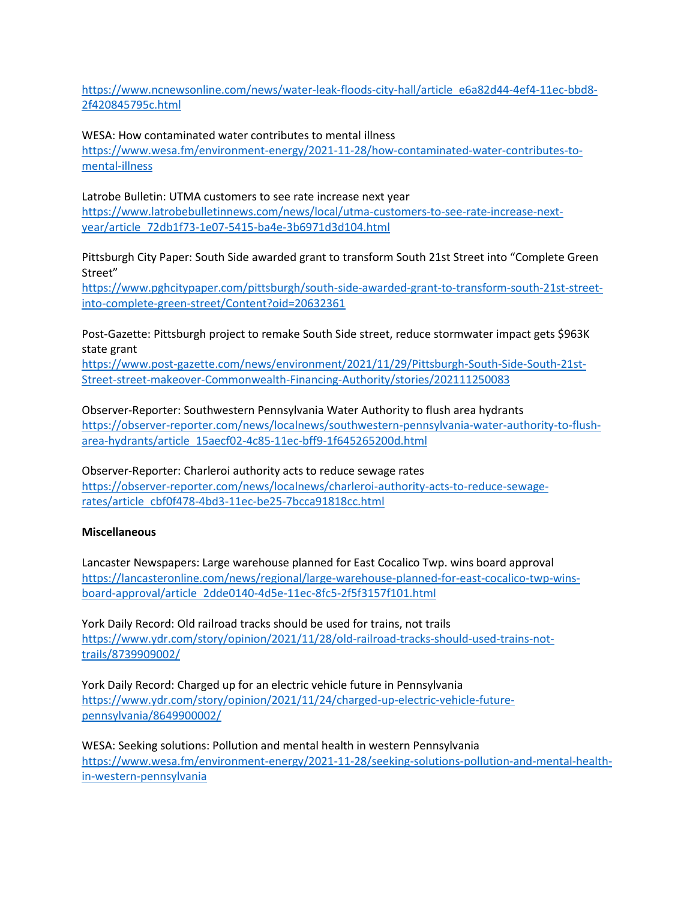https://www.ncnewsonline.com/news/water-leak-floods-city-hall/article_e6a82d44-4ef4-11ec-bbd8-2f420845795c.html

WESA: How contaminated water contributes to mental illness
https://www.wesa.fm/environment-energy/2021-11-28/how-contaminated-water-contributes-to-mental-illness

Latrobe Bulletin: UTMA customers to see rate increase next year
https://www.latrobebulletinnews.com/news/local/utma-customers-to-see-rate-increase-next-year/article_72db1f73-1e07-5415-ba4e-3b6971d3d104.html

Pittsburgh City Paper: South Side awarded grant to transform South 21st Street into "Complete Green Street"
https://www.pghcitypaper.com/pittsburgh/south-side-awarded-grant-to-transform-south-21st-street-into-complete-green-street/Content?oid=20632361

Post-Gazette: Pittsburgh project to remake South Side street, reduce stormwater impact gets $963K state grant
https://www.post-gazette.com/news/environment/2021/11/29/Pittsburgh-South-Side-South-21st-Street-street-makeover-Commonwealth-Financing-Authority/stories/202111250083

Observer-Reporter: Southwestern Pennsylvania Water Authority to flush area hydrants
https://observer-reporter.com/news/localnews/southwestern-pennsylvania-water-authority-to-flush-area-hydrants/article_15aecf02-4c85-11ec-bff9-1f645265200d.html

Observer-Reporter: Charleroi authority acts to reduce sewage rates
https://observer-reporter.com/news/localnews/charleroi-authority-acts-to-reduce-sewage-rates/article_cbf0f478-4bd3-11ec-be25-7bcca91818cc.html

**Miscellaneous**

Lancaster Newspapers: Large warehouse planned for East Cocalico Twp. wins board approval
https://lancasteronline.com/news/regional/large-warehouse-planned-for-east-cocalico-twp-wins-board-approval/article_2dde0140-4d5e-11ec-8fc5-2f5f3157f101.html

York Daily Record: Old railroad tracks should be used for trains, not trails
https://www.ydr.com/story/opinion/2021/11/28/old-railroad-tracks-should-used-trains-not-trails/8739909002/

York Daily Record: Charged up for an electric vehicle future in Pennsylvania
https://www.ydr.com/story/opinion/2021/11/24/charged-up-electric-vehicle-future-pennsylvania/8649900002/

WESA: Seeking solutions: Pollution and mental health in western Pennsylvania
https://www.wesa.fm/environment-energy/2021-11-28/seeking-solutions-pollution-and-mental-health-in-western-pennsylvania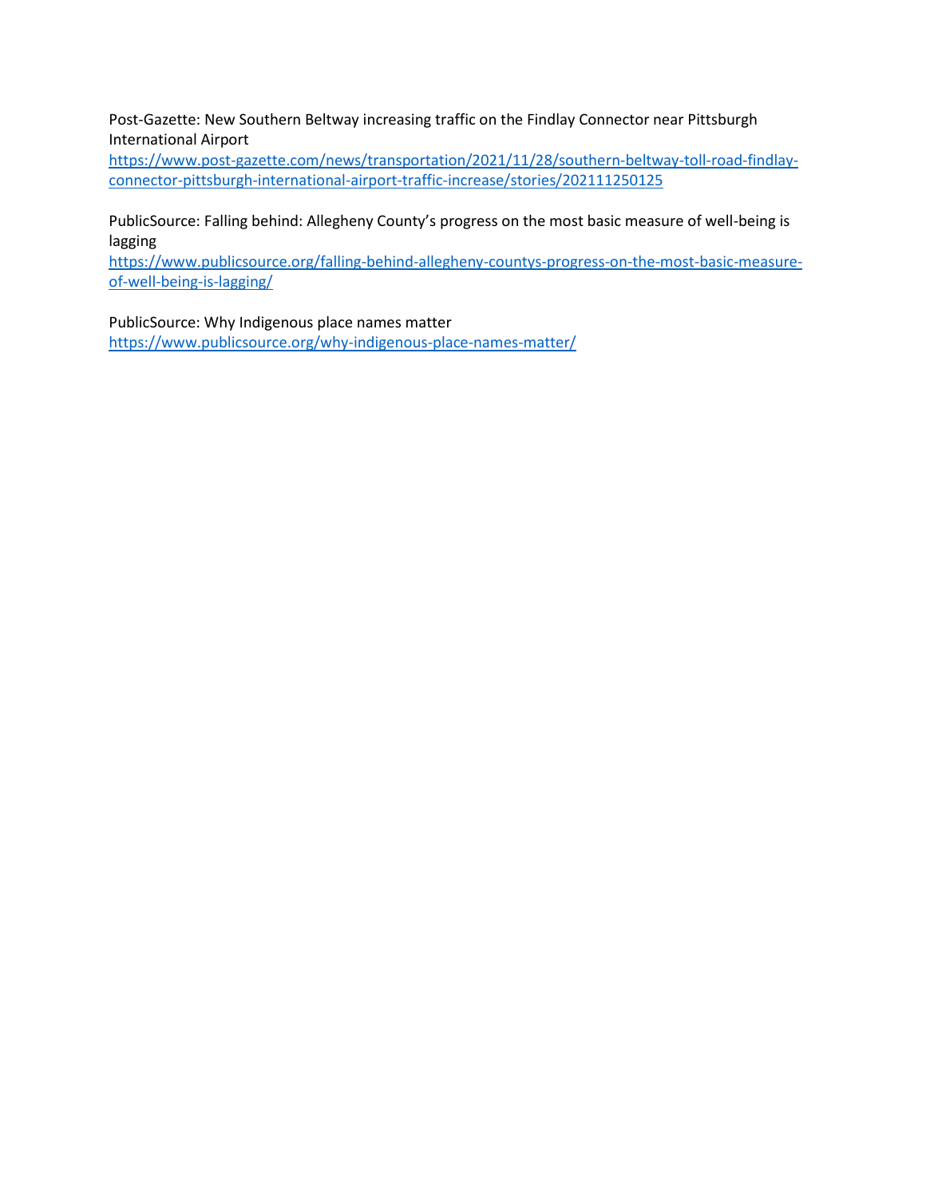Post-Gazette: New Southern Beltway increasing traffic on the Findlay Connector near Pittsburgh International Airport
https://www.post-gazette.com/news/transportation/2021/11/28/southern-beltway-toll-road-findlay-connector-pittsburgh-international-airport-traffic-increase/stories/202111250125

PublicSource: Falling behind: Allegheny County's progress on the most basic measure of well-being is lagging
https://www.publicsource.org/falling-behind-allegheny-countys-progress-on-the-most-basic-measure-of-well-being-is-lagging/

PublicSource: Why Indigenous place names matter
https://www.publicsource.org/why-indigenous-place-names-matter/